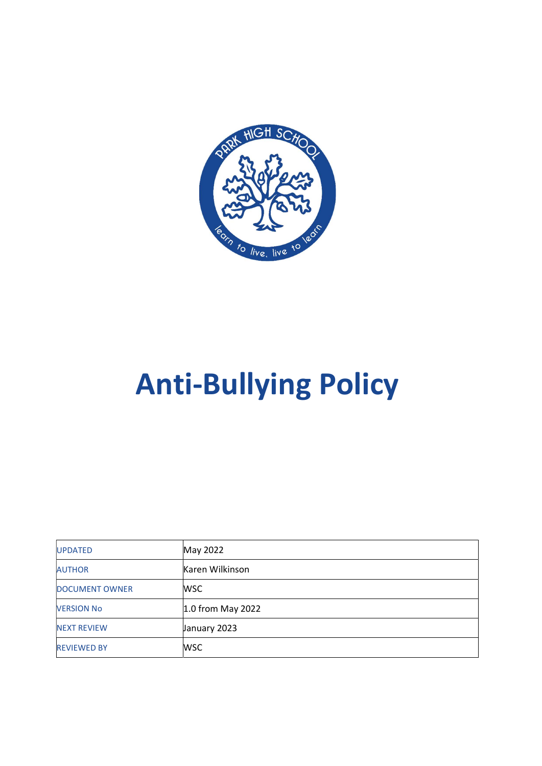# Anti-Bullying Policy

| UPDATED | May 2022 |
| --- | --- |
| AUTHOR | Karen Wilkinson |
| DOCUMENT OWNER | WSC |
| VERSION No | 1.0 from May 2022 |
| NEXT REVIEW | January 2023 |
| REVIEWED BY | WSC |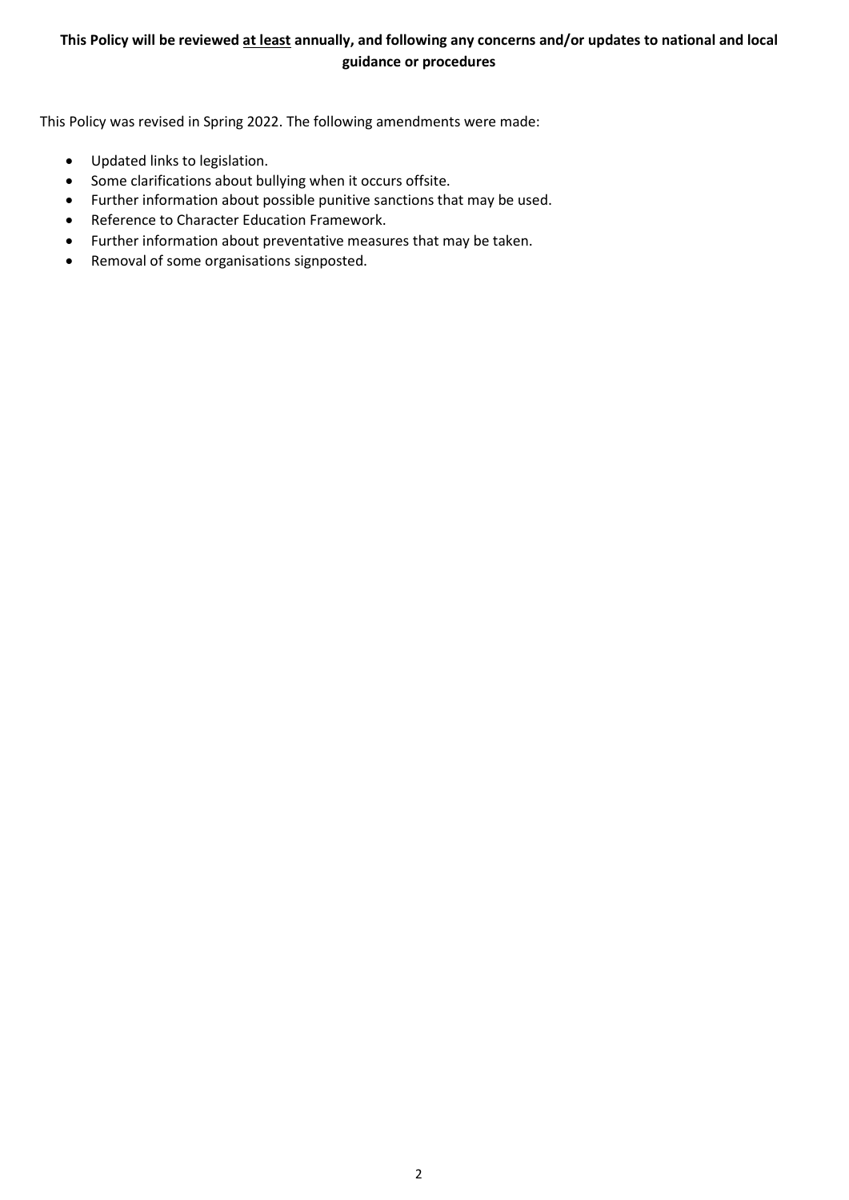**This Policy will be reviewed <u>at least</u> annually, and following any concerns and/or updates to national and local guidance or procedures**

This Policy was revised in Spring 2022. The following amendments were made:

- Updated links to legislation.
- Some clarifications about bullying when it occurs offsite.
- Further information about possible punitive sanctions that may be used.
- Reference to Character Education Framework.
- Further information about preventative measures that may be taken.
- Removal of some organisations signposted.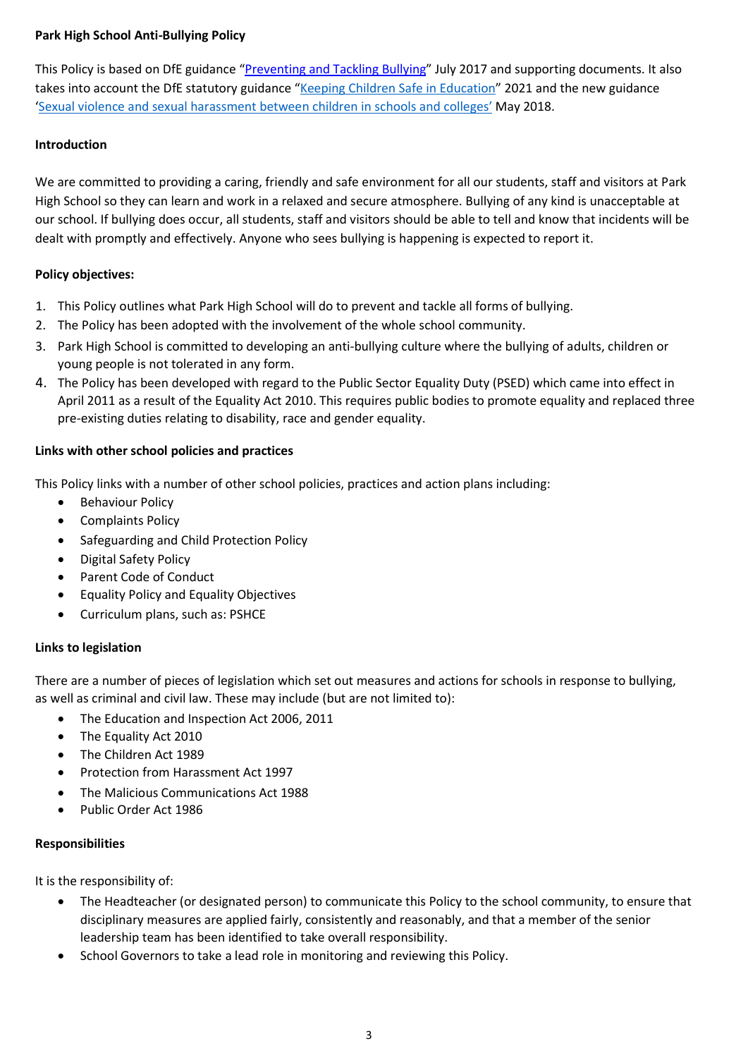**Park High School Anti-Bullying Policy**

This Policy is based on DfE guidance "Preventing and Tackling Bullying" July 2017 and supporting documents. It also takes into account the DfE statutory guidance "Keeping Children Safe in Education" 2021 and the new guidance 'Sexual violence and sexual harassment between children in schools and colleges' May 2018.

**Introduction**

We are committed to providing a caring, friendly and safe environment for all our students, staff and visitors at Park High School so they can learn and work in a relaxed and secure atmosphere. Bullying of any kind is unacceptable at our school. If bullying does occur, all students, staff and visitors should be able to tell and know that incidents will be dealt with promptly and effectively. Anyone who sees bullying is happening is expected to report it.

**Policy objectives:**

1. This Policy outlines what Park High School will do to prevent and tackle all forms of bullying.
2. The Policy has been adopted with the involvement of the whole school community.
3. Park High School is committed to developing an anti-bullying culture where the bullying of adults, children or young people is not tolerated in any form.
4. The Policy has been developed with regard to the Public Sector Equality Duty (PSED) which came into effect in April 2011 as a result of the Equality Act 2010. This requires public bodies to promote equality and replaced three pre-existing duties relating to disability, race and gender equality.

**Links with other school policies and practices**

This Policy links with a number of other school policies, practices and action plans including:

- Behaviour Policy
- Complaints Policy
- Safeguarding and Child Protection Policy
- Digital Safety Policy
- Parent Code of Conduct
- Equality Policy and Equality Objectives
- Curriculum plans, such as: PSHCE

**Links to legislation**

There are a number of pieces of legislation which set out measures and actions for schools in response to bullying, as well as criminal and civil law. These may include (but are not limited to):

- The Education and Inspection Act 2006, 2011
- The Equality Act 2010
- The Children Act 1989
- Protection from Harassment Act 1997
- The Malicious Communications Act 1988
- Public Order Act 1986

**Responsibilities**

It is the responsibility of:

- The Headteacher (or designated person) to communicate this Policy to the school community, to ensure that disciplinary measures are applied fairly, consistently and reasonably, and that a member of the senior leadership team has been identified to take overall responsibility.
- School Governors to take a lead role in monitoring and reviewing this Policy.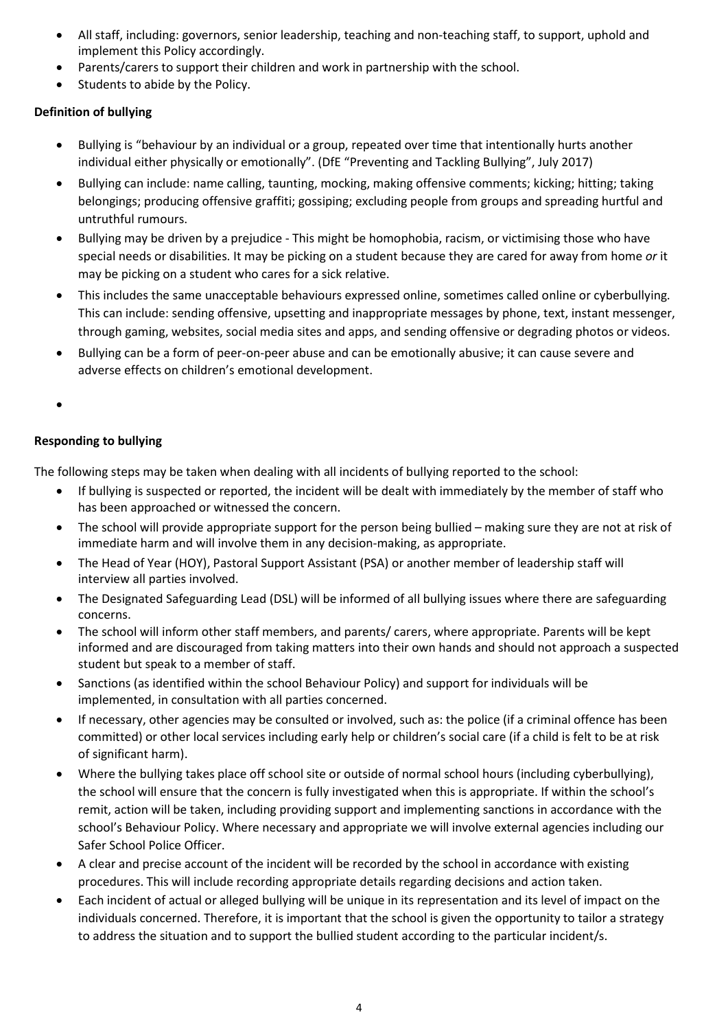- All staff, including: governors, senior leadership, teaching and non-teaching staff, to support, uphold and implement this Policy accordingly.
- Parents/carers to support their children and work in partnership with the school.
- Students to abide by the Policy.

**Definition of bullying**

- Bullying is "behaviour by an individual or a group, repeated over time that intentionally hurts another individual either physically or emotionally". (DfE "Preventing and Tackling Bullying", July 2017)
- Bullying can include: name calling, taunting, mocking, making offensive comments; kicking; hitting; taking belongings; producing offensive graffiti; gossiping; excluding people from groups and spreading hurtful and untruthful rumours.
- Bullying may be driven by a prejudice - This might be homophobia, racism, or victimising those who have special needs or disabilities. It may be picking on a student because they are cared for away from home *or* it may be picking on a student who cares for a sick relative.
- This includes the same unacceptable behaviours expressed online, sometimes called online or cyberbullying. This can include: sending offensive, upsetting and inappropriate messages by phone, text, instant messenger, through gaming, websites, social media sites and apps, and sending offensive or degrading photos or videos.
- Bullying can be a form of peer-on-peer abuse and can be emotionally abusive; it can cause severe and adverse effects on children's emotional development.

**Responding to bullying**

The following steps may be taken when dealing with all incidents of bullying reported to the school:

- If bullying is suspected or reported, the incident will be dealt with immediately by the member of staff who has been approached or witnessed the concern.
- The school will provide appropriate support for the person being bullied – making sure they are not at risk of immediate harm and will involve them in any decision-making, as appropriate.
- The Head of Year (HOY), Pastoral Support Assistant (PSA) or another member of leadership staff will interview all parties involved.
- The Designated Safeguarding Lead (DSL) will be informed of all bullying issues where there are safeguarding concerns.
- The school will inform other staff members, and parents/ carers, where appropriate. Parents will be kept informed and are discouraged from taking matters into their own hands and should not approach a suspected student but speak to a member of staff.
- Sanctions (as identified within the school Behaviour Policy) and support for individuals will be implemented, in consultation with all parties concerned.
- If necessary, other agencies may be consulted or involved, such as: the police (if a criminal offence has been committed) or other local services including early help or children's social care (if a child is felt to be at risk of significant harm).
- Where the bullying takes place off school site or outside of normal school hours (including cyberbullying), the school will ensure that the concern is fully investigated when this is appropriate. If within the school's remit, action will be taken, including providing support and implementing sanctions in accordance with the school's Behaviour Policy. Where necessary and appropriate we will involve external agencies including our Safer School Police Officer.
- A clear and precise account of the incident will be recorded by the school in accordance with existing procedures. This will include recording appropriate details regarding decisions and action taken.
- Each incident of actual or alleged bullying will be unique in its representation and its level of impact on the individuals concerned. Therefore, it is important that the school is given the opportunity to tailor a strategy to address the situation and to support the bullied student according to the particular incident/s.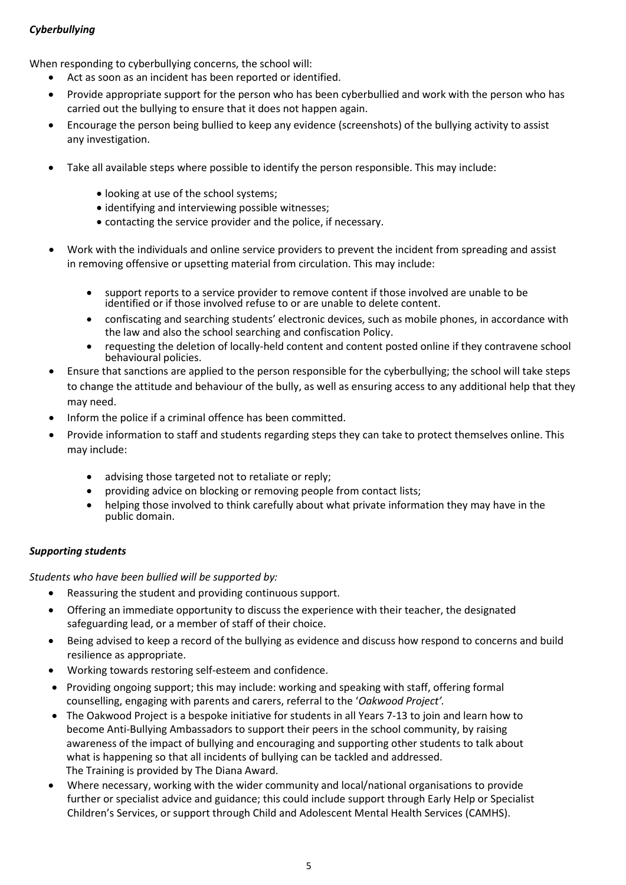### *Cyberbullying*

When responding to cyberbullying concerns, the school will:

- Act as soon as an incident has been reported or identified.
- Provide appropriate support for the person who has been cyberbullied and work with the person who has carried out the bullying to ensure that it does not happen again.
- Encourage the person being bullied to keep any evidence (screenshots) of the bullying activity to assist any investigation.
- Take all available steps where possible to identify the person responsible. This may include:
    - looking at use of the school systems;
    - identifying and interviewing possible witnesses;
    - contacting the service provider and the police, if necessary.
- Work with the individuals and online service providers to prevent the incident from spreading and assist in removing offensive or upsetting material from circulation. This may include:
    - support reports to a service provider to remove content if those involved are unable to be identified or if those involved refuse to or are unable to delete content.
    - confiscating and searching students' electronic devices, such as mobile phones, in accordance with the law and also the school searching and confiscation Policy.
    - requesting the deletion of locally-held content and content posted online if they contravene school behavioural policies.
- Ensure that sanctions are applied to the person responsible for the cyberbullying; the school will take steps to change the attitude and behaviour of the bully, as well as ensuring access to any additional help that they may need.
- Inform the police if a criminal offence has been committed.
- Provide information to staff and students regarding steps they can take to protect themselves online. This may include:
    - advising those targeted not to retaliate or reply;
    - providing advice on blocking or removing people from contact lists;
    - helping those involved to think carefully about what private information they may have in the public domain.

### *Supporting students*

*Students who have been bullied will be supported by:*

- Reassuring the student and providing continuous support.
- Offering an immediate opportunity to discuss the experience with their teacher, the designated safeguarding lead, or a member of staff of their choice.
- Being advised to keep a record of the bullying as evidence and discuss how respond to concerns and build resilience as appropriate.
- Working towards restoring self-esteem and confidence.
- Providing ongoing support; this may include: working and speaking with staff, offering formal counselling, engaging with parents and carers, referral to the '*Oakwood Project'*.
- The Oakwood Project is a bespoke initiative for students in all Years 7-13 to join and learn how to become Anti-Bullying Ambassadors to support their peers in the school community, by raising awareness of the impact of bullying and encouraging and supporting other students to talk about what is happening so that all incidents of bullying can be tackled and addressed. The Training is provided by The Diana Award.
- Where necessary, working with the wider community and local/national organisations to provide further or specialist advice and guidance; this could include support through Early Help or Specialist Children's Services, or support through Child and Adolescent Mental Health Services (CAMHS).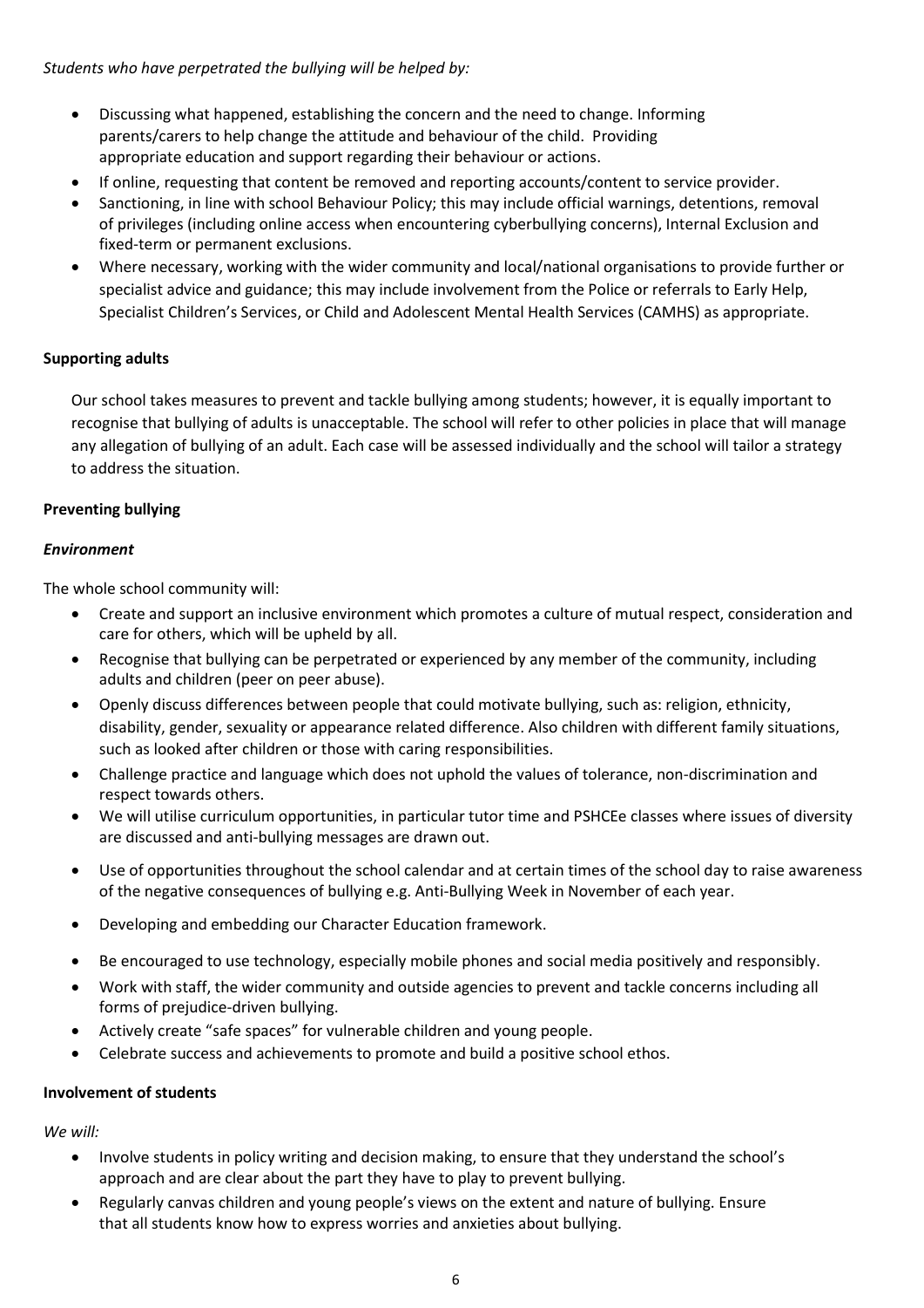*Students who have perpetrated the bullying will be helped by:*

- Discussing what happened, establishing the concern and the need to change. Informing parents/carers to help change the attitude and behaviour of the child. Providing appropriate education and support regarding their behaviour or actions.
- If online, requesting that content be removed and reporting accounts/content to service provider.
- Sanctioning, in line with school Behaviour Policy; this may include official warnings, detentions, removal of privileges (including online access when encountering cyberbullying concerns), Internal Exclusion and fixed-term or permanent exclusions.
- Where necessary, working with the wider community and local/national organisations to provide further or specialist advice and guidance; this may include involvement from the Police or referrals to Early Help, Specialist Children's Services, or Child and Adolescent Mental Health Services (CAMHS) as appropriate.

**Supporting adults**

Our school takes measures to prevent and tackle bullying among students; however, it is equally important to recognise that bullying of adults is unacceptable. The school will refer to other policies in place that will manage any allegation of bullying of an adult. Each case will be assessed individually and the school will tailor a strategy to address the situation.

**Preventing bullying**

***Environment***

The whole school community will:

- Create and support an inclusive environment which promotes a culture of mutual respect, consideration and care for others, which will be upheld by all.
- Recognise that bullying can be perpetrated or experienced by any member of the community, including adults and children (peer on peer abuse).
- Openly discuss differences between people that could motivate bullying, such as: religion, ethnicity, disability, gender, sexuality or appearance related difference. Also children with different family situations, such as looked after children or those with caring responsibilities.
- Challenge practice and language which does not uphold the values of tolerance, non-discrimination and respect towards others.
- We will utilise curriculum opportunities, in particular tutor time and PSHCEe classes where issues of diversity are discussed and anti-bullying messages are drawn out.
- Use of opportunities throughout the school calendar and at certain times of the school day to raise awareness of the negative consequences of bullying e.g. Anti-Bullying Week in November of each year.
- Developing and embedding our Character Education framework.
- Be encouraged to use technology, especially mobile phones and social media positively and responsibly.
- Work with staff, the wider community and outside agencies to prevent and tackle concerns including all forms of prejudice-driven bullying.
- Actively create "safe spaces" for vulnerable children and young people.
- Celebrate success and achievements to promote and build a positive school ethos.

**Involvement of students**

*We will:*

- Involve students in policy writing and decision making, to ensure that they understand the school's approach and are clear about the part they have to play to prevent bullying.
- Regularly canvas children and young people's views on the extent and nature of bullying. Ensure that all students know how to express worries and anxieties about bullying.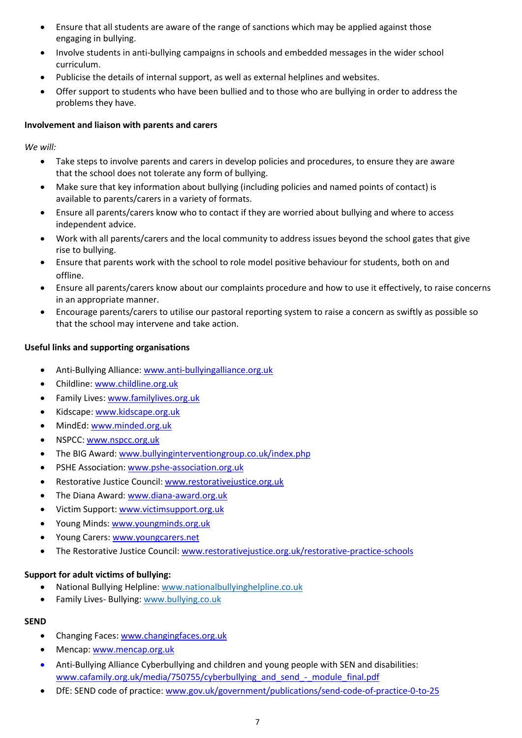- Ensure that all students are aware of the range of sanctions which may be applied against those engaging in bullying.
- Involve students in anti-bullying campaigns in schools and embedded messages in the wider school curriculum.
- Publicise the details of internal support, as well as external helplines and websites.
- Offer support to students who have been bullied and to those who are bullying in order to address the problems they have.

**Involvement and liaison with parents and carers**

*We will:*

- Take steps to involve parents and carers in develop policies and procedures, to ensure they are aware that the school does not tolerate any form of bullying.
- Make sure that key information about bullying (including policies and named points of contact) is available to parents/carers in a variety of formats.
- Ensure all parents/carers know who to contact if they are worried about bullying and where to access independent advice.
- Work with all parents/carers and the local community to address issues beyond the school gates that give rise to bullying.
- Ensure that parents work with the school to role model positive behaviour for students, both on and offline.
- Ensure all parents/carers know about our complaints procedure and how to use it effectively, to raise concerns in an appropriate manner.
- Encourage parents/carers to utilise our pastoral reporting system to raise a concern as swiftly as possible so that the school may intervene and take action.

**Useful links and supporting organisations**

- Anti-Bullying Alliance: www.anti-bullyingalliance.org.uk
- Childline: www.childline.org.uk
- Family Lives: www.familylives.org.uk
- Kidscape: www.kidscape.org.uk
- MindEd: www.minded.org.uk
- NSPCC: www.nspcc.org.uk
- The BIG Award: www.bullyinginterventiongroup.co.uk/index.php
- PSHE Association: www.pshe-association.org.uk
- Restorative Justice Council: www.restorativejustice.org.uk
- The Diana Award: www.diana-award.org.uk
- Victim Support: www.victimsupport.org.uk
- Young Minds: www.youngminds.org.uk
- Young Carers: www.youngcarers.net
- The Restorative Justice Council: www.restorativejustice.org.uk/restorative-practice-schools

**Support for adult victims of bullying:**

- National Bullying Helpline: www.nationalbullyinghelpline.co.uk
- Family Lives- Bullying: www.bullying.co.uk

**SEND**

- Changing Faces: www.changingfaces.org.uk
- Mencap: www.mencap.org.uk
- Anti-Bullying Alliance Cyberbullying and children and young people with SEN and disabilities: www.cafamily.org.uk/media/750755/cyberbullying_and_send_-_module_final.pdf
- DfE: SEND code of practice: www.gov.uk/government/publications/send-code-of-practice-0-to-25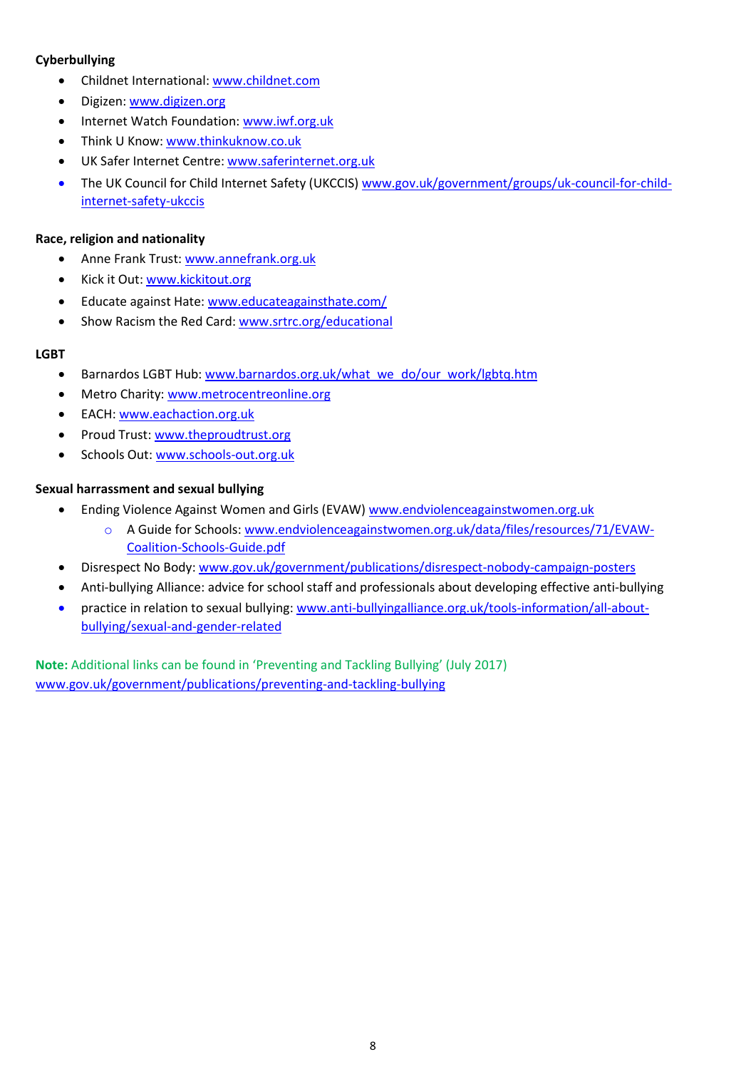**Cyberbullying**

- Childnet International: www.childnet.com
- Digizen: www.digizen.org
- Internet Watch Foundation: www.iwf.org.uk
- Think U Know: www.thinkuknow.co.uk
- UK Safer Internet Centre: www.saferinternet.org.uk
- The UK Council for Child Internet Safety (UKCCIS) www.gov.uk/government/groups/uk-council-for-child-internet-safety-ukccis

**Race, religion and nationality**

- Anne Frank Trust: www.annefrank.org.uk
- Kick it Out: www.kickitout.org
- Educate against Hate: www.educateagainsthate.com/
- Show Racism the Red Card: www.srtrc.org/educational

**LGBT**

- Barnardos LGBT Hub: www.barnardos.org.uk/what_we_do/our_work/lgbtq.htm
- Metro Charity: www.metrocentreonline.org
- EACH: www.eachaction.org.uk
- Proud Trust: www.theproudtrust.org
- Schools Out: www.schools-out.org.uk

**Sexual harrassment and sexual bullying**

- Ending Violence Against Women and Girls (EVAW) www.endviolenceagainstwomen.org.uk
  - A Guide for Schools: www.endviolenceagainstwomen.org.uk/data/files/resources/71/EVAW-Coalition-Schools-Guide.pdf
- Disrespect No Body: www.gov.uk/government/publications/disrespect-nobody-campaign-posters
- Anti-bullying Alliance: advice for school staff and professionals about developing effective anti-bullying
- practice in relation to sexual bullying: www.anti-bullyingalliance.org.uk/tools-information/all-about-bullying/sexual-and-gender-related

**Note:** Additional links can be found in 'Preventing and Tackling Bullying' (July 2017) www.gov.uk/government/publications/preventing-and-tackling-bullying